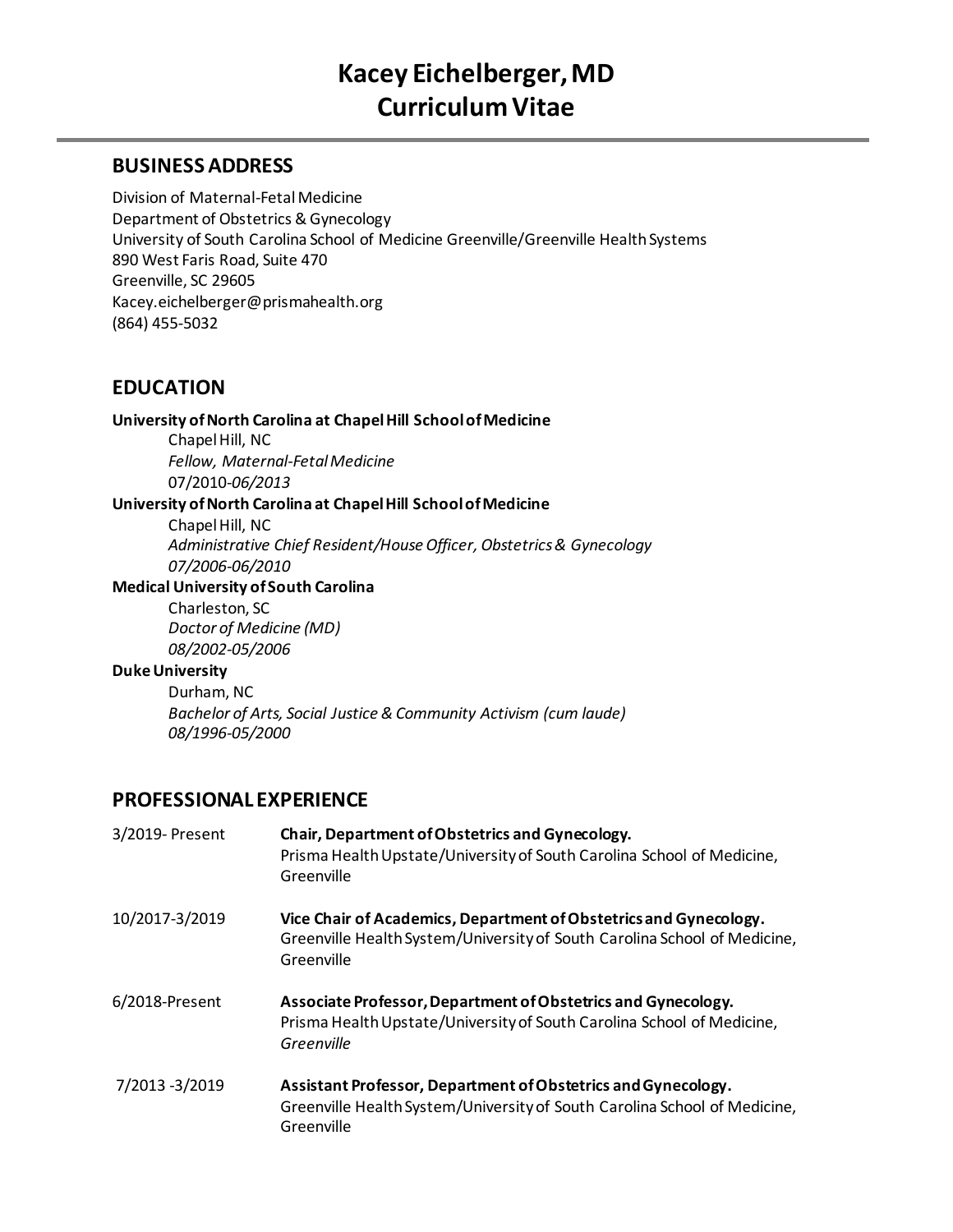# Kacey Eichelberger, MD
# Curriculum Vitae

## BUSINESS ADDRESS

Division of Maternal-Fetal Medicine
Department of Obstetrics & Gynecology
University of South Carolina School of Medicine Greenville/Greenville Health Systems
890 West Faris Road, Suite 470
Greenville, SC 29605
Kacey.eichelberger@prismahealth.org
(864) 455-5032

## EDUCATION

**University of North Carolina at Chapel Hill School of Medicine**
Chapel Hill, NC
*Fellow, Maternal-Fetal Medicine*
07/2010-*06/2013*

**University of North Carolina at Chapel Hill School of Medicine**
Chapel Hill, NC
*Administrative Chief Resident/House Officer, Obstetrics & Gynecology*
*07/2006-06/2010*

**Medical University of South Carolina**
Charleston, SC
*Doctor of Medicine (MD)*
*08/2002-05/2006*

**Duke University**
Durham, NC
*Bachelor of Arts, Social Justice & Community Activism (cum laude)*
*08/1996-05/2000*

## PROFESSIONAL EXPERIENCE

3/2019- Present — **Chair, Department of Obstetrics and Gynecology.**
Prisma Health Upstate/University of South Carolina School of Medicine, Greenville

10/2017-3/2019 — **Vice Chair of Academics, Department of Obstetrics and Gynecology.**
Greenville Health System/University of South Carolina School of Medicine, Greenville

6/2018-Present — **Associate Professor, Department of Obstetrics and Gynecology.**
Prisma Health Upstate/University of South Carolina School of Medicine, *Greenville*

7/2013 -3/2019 — **Assistant Professor, Department of Obstetrics and Gynecology.**
Greenville Health System/University of South Carolina School of Medicine, Greenville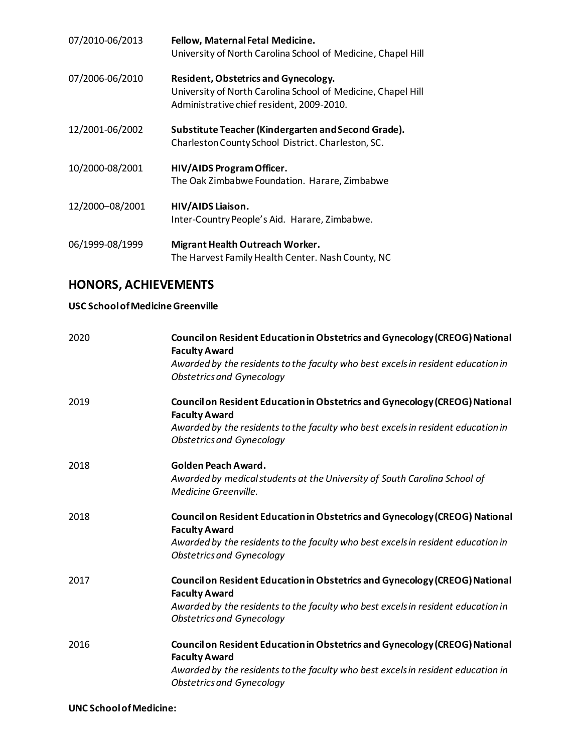07/2010-06/2013 **Fellow, Maternal Fetal Medicine.**
University of North Carolina School of Medicine, Chapel Hill

07/2006-06/2010 **Resident, Obstetrics and Gynecology.**
University of North Carolina School of Medicine, Chapel Hill
Administrative chief resident, 2009-2010.

12/2001-06/2002 **Substitute Teacher (Kindergarten and Second Grade).**
Charleston County School District. Charleston, SC.

10/2000-08/2001 **HIV/AIDS Program Officer.**
The Oak Zimbabwe Foundation. Harare, Zimbabwe

12/2000–08/2001 **HIV/AIDS Liaison.**
Inter-Country People's Aid. Harare, Zimbabwe.

06/1999-08/1999 **Migrant Health Outreach Worker.**
The Harvest Family Health Center. Nash County, NC

## HONORS, ACHIEVEMENTS

**USC School of Medicine Greenville**

2020 **Council on Resident Education in Obstetrics and Gynecology (CREOG) National Faculty Award**
*Awarded by the residents to the faculty who best excels in resident education in Obstetrics and Gynecology*

2019 **Council on Resident Education in Obstetrics and Gynecology (CREOG) National Faculty Award**
*Awarded by the residents to the faculty who best excels in resident education in Obstetrics and Gynecology*

2018 **Golden Peach Award.**
*Awarded by medical students at the University of South Carolina School of Medicine Greenville.*

2018 **Council on Resident Education in Obstetrics and Gynecology (CREOG) National Faculty Award**
*Awarded by the residents to the faculty who best excels in resident education in Obstetrics and Gynecology*

2017 **Council on Resident Education in Obstetrics and Gynecology (CREOG) National Faculty Award**
*Awarded by the residents to the faculty who best excels in resident education in Obstetrics and Gynecology*

2016 **Council on Resident Education in Obstetrics and Gynecology (CREOG) National Faculty Award**
*Awarded by the residents to the faculty who best excels in resident education in Obstetrics and Gynecology*

**UNC School of Medicine:**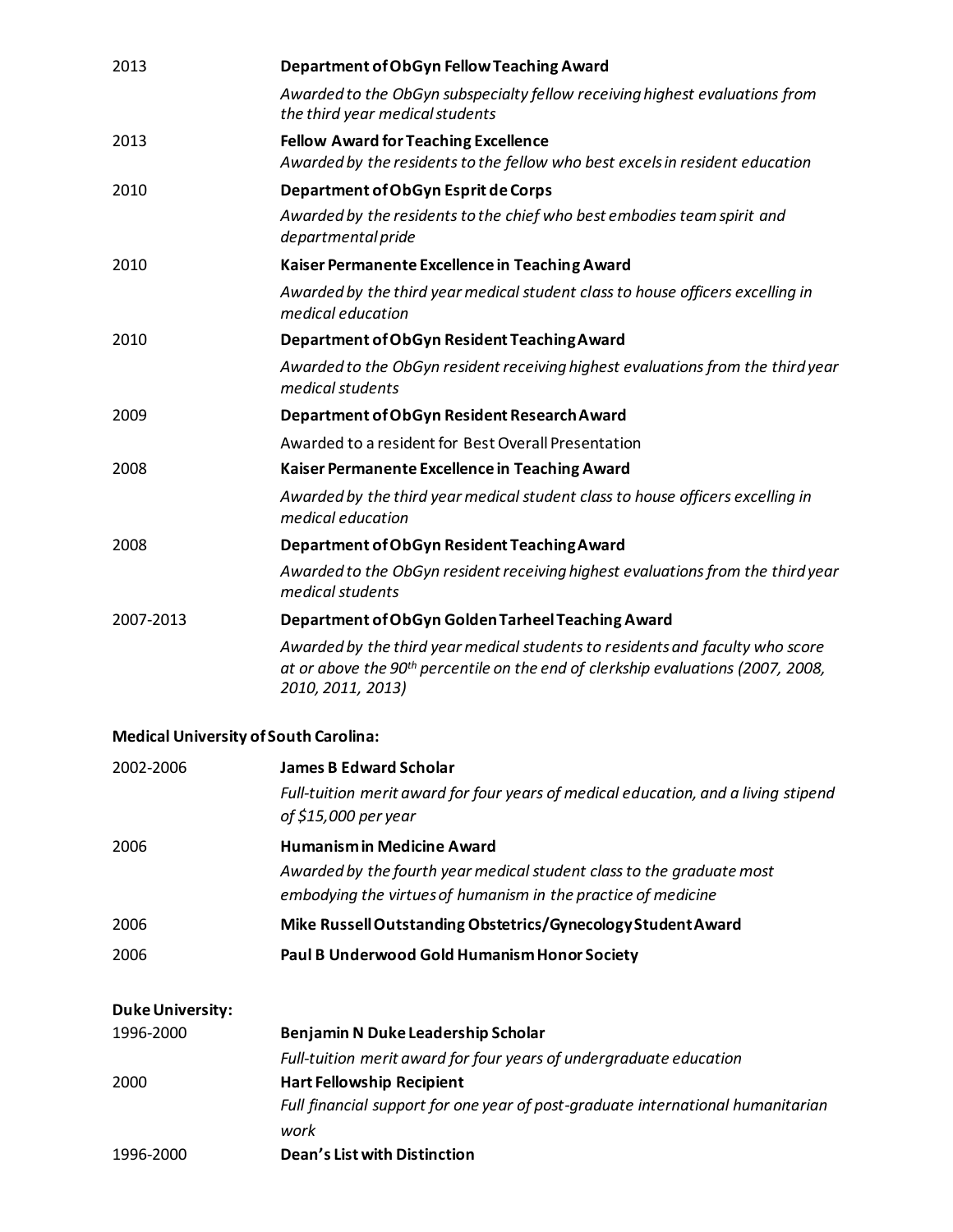2013 **Department of ObGyn Fellow Teaching Award**
*Awarded to the ObGyn subspecialty fellow receiving highest evaluations from the third year medical students*

2013 **Fellow Award for Teaching Excellence**
*Awarded by the residents to the fellow who best excels in resident education*

2010 **Department of ObGyn Esprit de Corps**
*Awarded by the residents to the chief who best embodies team spirit and departmental pride*

2010 **Kaiser Permanente Excellence in Teaching Award**
*Awarded by the third year medical student class to house officers excelling in medical education*

2010 **Department of ObGyn Resident Teaching Award**
*Awarded to the ObGyn resident receiving highest evaluations from the third year medical students*

2009 **Department of ObGyn Resident Research Award**
Awarded to a resident for Best Overall Presentation

2008 **Kaiser Permanente Excellence in Teaching Award**
*Awarded by the third year medical student class to house officers excelling in medical education*

2008 **Department of ObGyn Resident Teaching Award**
*Awarded to the ObGyn resident receiving highest evaluations from the third year medical students*

2007-2013 **Department of ObGyn Golden Tarheel Teaching Award**
*Awarded by the third year medical students to residents and faculty who score at or above the 90th percentile on the end of clerkship evaluations (2007, 2008, 2010, 2011, 2013)*

**Medical University of South Carolina:**

2002-2006 **James B Edward Scholar**
*Full-tuition merit award for four years of medical education, and a living stipend of $15,000 per year*

2006 **Humanism in Medicine Award**
*Awarded by the fourth year medical student class to the graduate most embodying the virtues of humanism in the practice of medicine*

2006 **Mike Russell Outstanding Obstetrics/Gynecology Student Award**

2006 **Paul B Underwood Gold Humanism Honor Society**

**Duke University:**

1996-2000 **Benjamin N Duke Leadership Scholar**
*Full-tuition merit award for four years of undergraduate education*

2000 **Hart Fellowship Recipient**
*Full financial support for one year of post-graduate international humanitarian work*

1996-2000 **Dean's List with Distinction**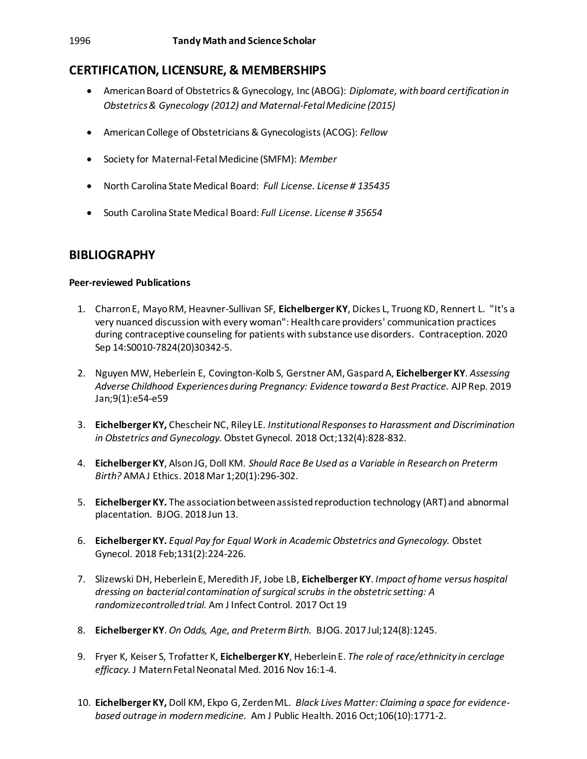1996 **Tandy Math and Science Scholar**

## CERTIFICATION, LICENSURE, & MEMBERSHIPS

- American Board of Obstetrics & Gynecology, Inc (ABOG): *Diplomate, with board certification in Obstetrics & Gynecology (2012) and Maternal-Fetal Medicine (2015)*
- American College of Obstetricians & Gynecologists (ACOG): *Fellow*
- Society for Maternal-Fetal Medicine (SMFM): *Member*
- North Carolina State Medical Board: *Full License. License # 135435*
- South Carolina State Medical Board: *Full License. License # 35654*

## BIBLIOGRAPHY

**Peer-reviewed Publications**

1. Charron E, Mayo RM, Heavner-Sullivan SF, **Eichelberger KY**, Dickes L, Truong KD, Rennert L. "It's a very nuanced discussion with every woman": Health care providers' communication practices during contraceptive counseling for patients with substance use disorders. Contraception. 2020 Sep 14:S0010-7824(20)30342-5.
2. Nguyen MW, Heberlein E, Covington-Kolb S, Gerstner AM, Gaspard A, **Eichelberger KY**. *Assessing Adverse Childhood Experiences during Pregnancy: Evidence toward a Best Practice.* AJP Rep. 2019 Jan;9(1):e54-e59
3. **Eichelberger KY,** Chescheir NC, Riley LE. *Institutional Responses to Harassment and Discrimination in Obstetrics and Gynecology.* Obstet Gynecol. 2018 Oct;132(4):828-832.
4. **Eichelberger KY**, Alson JG, Doll KM. *Should Race Be Used as a Variable in Research on Preterm Birth?* AMA J Ethics. 2018 Mar 1;20(1):296-302.
5. **Eichelberger KY.** The association between assisted reproduction technology (ART) and abnormal placentation. BJOG. 2018 Jun 13.
6. **Eichelberger KY.** *Equal Pay for Equal Work in Academic Obstetrics and Gynecology.* Obstet Gynecol. 2018 Feb;131(2):224-226.
7. Slizewski DH, Heberlein E, Meredith JF, Jobe LB, **Eichelberger KY**. *Impact of home versus hospital dressing on bacterial contamination of surgical scrubs in the obstetric setting: A randomizecontrolled trial.* Am J Infect Control. 2017 Oct 19
8. **Eichelberger KY**. *On Odds, Age, and Preterm Birth.* BJOG. 2017 Jul;124(8):1245.
9. Fryer K, Keiser S, Trofatter K, **Eichelberger KY**, Heberlein E. *The role of race/ethnicity in cerclage efficacy.* J Matern Fetal Neonatal Med. 2016 Nov 16:1-4.
10. **Eichelberger KY,** Doll KM, Ekpo G, Zerden ML. *Black Lives Matter: Claiming a space for evidence-based outrage in modern medicine.* Am J Public Health. 2016 Oct;106(10):1771-2.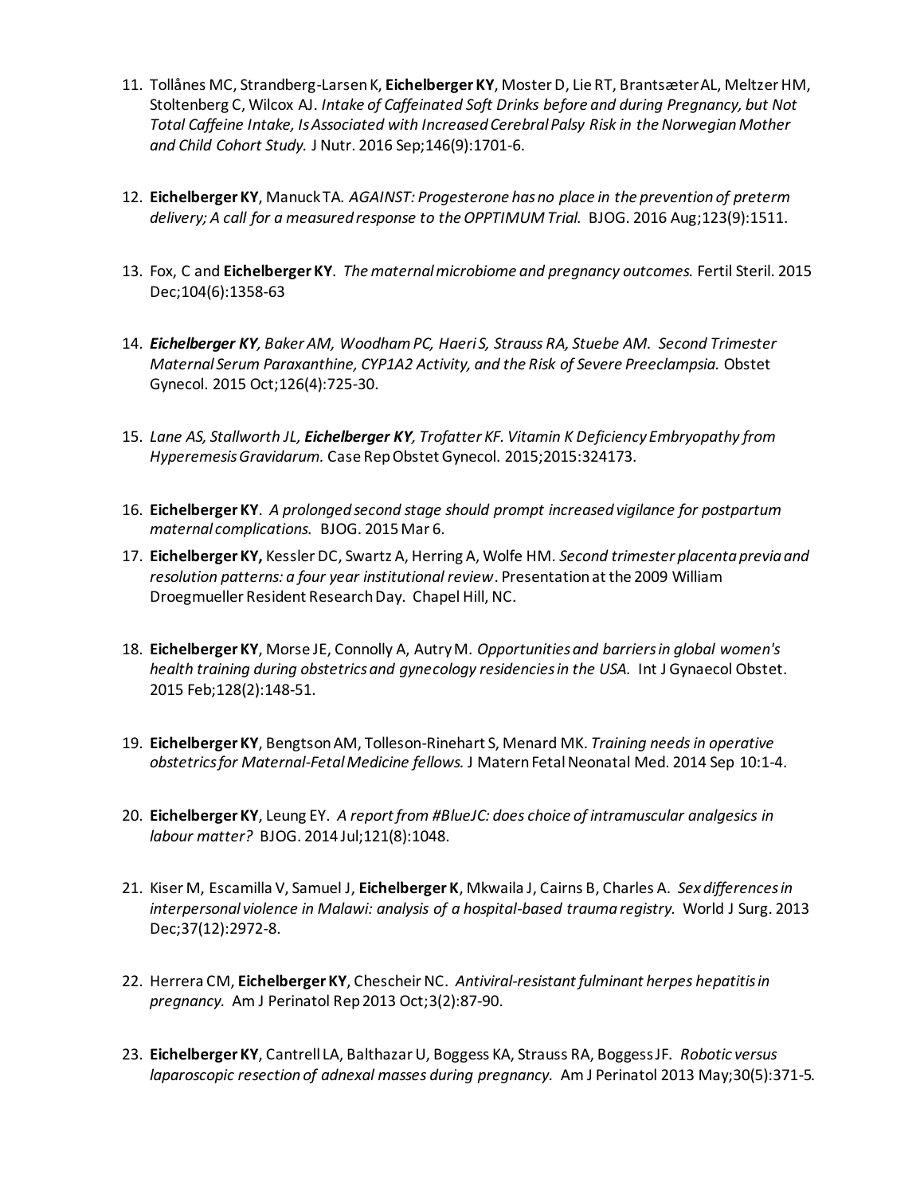11. Tollånes MC, Strandberg-Larsen K, **Eichelberger KY**, Moster D, Lie RT, Brantsæter AL, Meltzer HM, Stoltenberg C, Wilcox AJ. *Intake of Caffeinated Soft Drinks before and during Pregnancy, but Not Total Caffeine Intake, Is Associated with Increased Cerebral Palsy Risk in the Norwegian Mother and Child Cohort Study.* J Nutr. 2016 Sep;146(9):1701-6.

12. **Eichelberger KY**, Manuck TA. *AGAINST: Progesterone has no place in the prevention of preterm delivery; A call for a measured response to the OPPTIMUM Trial.* BJOG. 2016 Aug;123(9):1511.

13. Fox, C and **Eichelberger KY**. *The maternal microbiome and pregnancy outcomes.* Fertil Steril. 2015 Dec;104(6):1358-63

14. ***Eichelberger KY****, Baker AM, Woodham PC, Haeri S, Strauss RA, Stuebe AM. Second Trimester Maternal Serum Paraxanthine, CYP1A2 Activity, and the Risk of Severe Preeclampsia.* Obstet Gynecol. 2015 Oct;126(4):725-30.

15. *Lane AS, Stallworth JL,* ***Eichelberger KY****, Trofatter KF. Vitamin K Deficiency Embryopathy from Hyperemesis Gravidarum.* Case Rep Obstet Gynecol. 2015;2015:324173.

16. **Eichelberger KY**. *A prolonged second stage should prompt increased vigilance for postpartum maternal complications.* BJOG. 2015 Mar 6.

17. **Eichelberger KY,** Kessler DC, Swartz A, Herring A, Wolfe HM. *Second trimester placenta previa and resolution patterns: a four year institutional review*. Presentation at the 2009 William Droegmueller Resident Research Day. Chapel Hill, NC.

18. **Eichelberger KY**, Morse JE, Connolly A, Autry M. *Opportunities and barriers in global women's health training during obstetrics and gynecology residencies in the USA.* Int J Gynaecol Obstet. 2015 Feb;128(2):148-51.

19. **Eichelberger KY**, Bengtson AM, Tolleson-Rinehart S, Menard MK. *Training needs in operative obstetrics for Maternal-Fetal Medicine fellows.* J Matern Fetal Neonatal Med. 2014 Sep 10:1-4.

20. **Eichelberger KY**, Leung EY. *A report from #BlueJC: does choice of intramuscular analgesics in labour matter?* BJOG. 2014 Jul;121(8):1048.

21. Kiser M, Escamilla V, Samuel J, **Eichelberger K**, Mkwaila J, Cairns B, Charles A. *Sex differences in interpersonal violence in Malawi: analysis of a hospital-based trauma registry.* World J Surg. 2013 Dec;37(12):2972-8.

22. Herrera CM, **Eichelberger KY**, Chescheir NC. *Antiviral-resistant fulminant herpes hepatitis in pregnancy.* Am J Perinatol Rep 2013 Oct;3(2):87-90.

23. **Eichelberger KY**, Cantrell LA, Balthazar U, Boggess KA, Strauss RA, Boggess JF. *Robotic versus laparoscopic resection of adnexal masses during pregnancy.* Am J Perinatol 2013 May;30(5):371-5.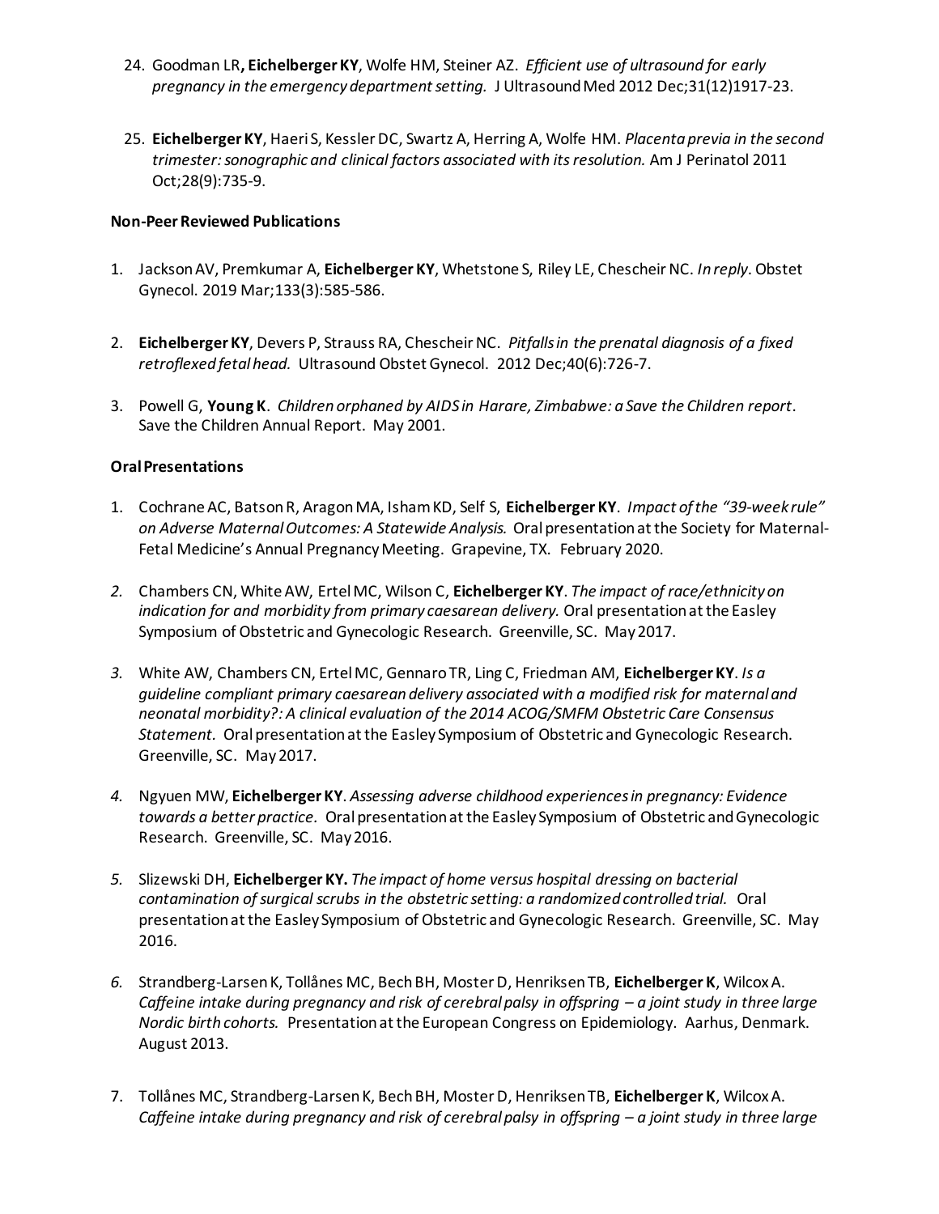24. Goodman LR**, Eichelberger KY**, Wolfe HM, Steiner AZ. *Efficient use of ultrasound for early pregnancy in the emergency department setting.* J Ultrasound Med 2012 Dec;31(12)1917-23.

25. **Eichelberger KY**, Haeri S, Kessler DC, Swartz A, Herring A, Wolfe HM. *Placenta previa in the second trimester: sonographic and clinical factors associated with its resolution.* Am J Perinatol 2011 Oct;28(9):735-9.

**Non-Peer Reviewed Publications**

1. Jackson AV, Premkumar A, **Eichelberger KY**, Whetstone S, Riley LE, Chescheir NC. *In reply*. Obstet Gynecol. 2019 Mar;133(3):585-586.

2. **Eichelberger KY**, Devers P, Strauss RA, Chescheir NC. *Pitfalls in the prenatal diagnosis of a fixed retroflexed fetal head.* Ultrasound Obstet Gynecol. 2012 Dec;40(6):726-7.

3. Powell G, **Young K**. *Children orphaned by AIDS in Harare, Zimbabwe: a Save the Children report*. Save the Children Annual Report. May 2001.

**Oral Presentations**

1. Cochrane AC, Batson R, Aragon MA, Isham KD, Self S, **Eichelberger KY**. *Impact of the "39-week rule" on Adverse Maternal Outcomes: A Statewide Analysis.* Oral presentation at the Society for Maternal-Fetal Medicine's Annual Pregnancy Meeting. Grapevine, TX. February 2020.

2. Chambers CN, White AW, Ertel MC, Wilson C, **Eichelberger KY**. *The impact of race/ethnicity on indication for and morbidity from primary caesarean delivery.* Oral presentation at the Easley Symposium of Obstetric and Gynecologic Research. Greenville, SC. May 2017.

3. White AW, Chambers CN, Ertel MC, Gennaro TR, Ling C, Friedman AM, **Eichelberger KY**. *Is a guideline compliant primary caesarean delivery associated with a modified risk for maternal and neonatal morbidity?: A clinical evaluation of the 2014 ACOG/SMFM Obstetric Care Consensus Statement.* Oral presentation at the Easley Symposium of Obstetric and Gynecologic Research. Greenville, SC. May 2017.

4. Ngyuen MW, **Eichelberger KY**. *Assessing adverse childhood experiences in pregnancy: Evidence towards a better practice.* Oral presentation at the Easley Symposium of Obstetric and Gynecologic Research. Greenville, SC. May 2016.

5. Slizewski DH, **Eichelberger KY.** *The impact of home versus hospital dressing on bacterial contamination of surgical scrubs in the obstetric setting: a randomized controlled trial.* Oral presentation at the Easley Symposium of Obstetric and Gynecologic Research. Greenville, SC. May 2016.

6. Strandberg-Larsen K, Tollånes MC, Bech BH, Moster D, Henriksen TB, **Eichelberger K**, Wilcox A. *Caffeine intake during pregnancy and risk of cerebral palsy in offspring – a joint study in three large Nordic birth cohorts.* Presentation at the European Congress on Epidemiology. Aarhus, Denmark. August 2013.

7. Tollånes MC, Strandberg-Larsen K, Bech BH, Moster D, Henriksen TB, **Eichelberger K**, Wilcox A. *Caffeine intake during pregnancy and risk of cerebral palsy in offspring – a joint study in three large*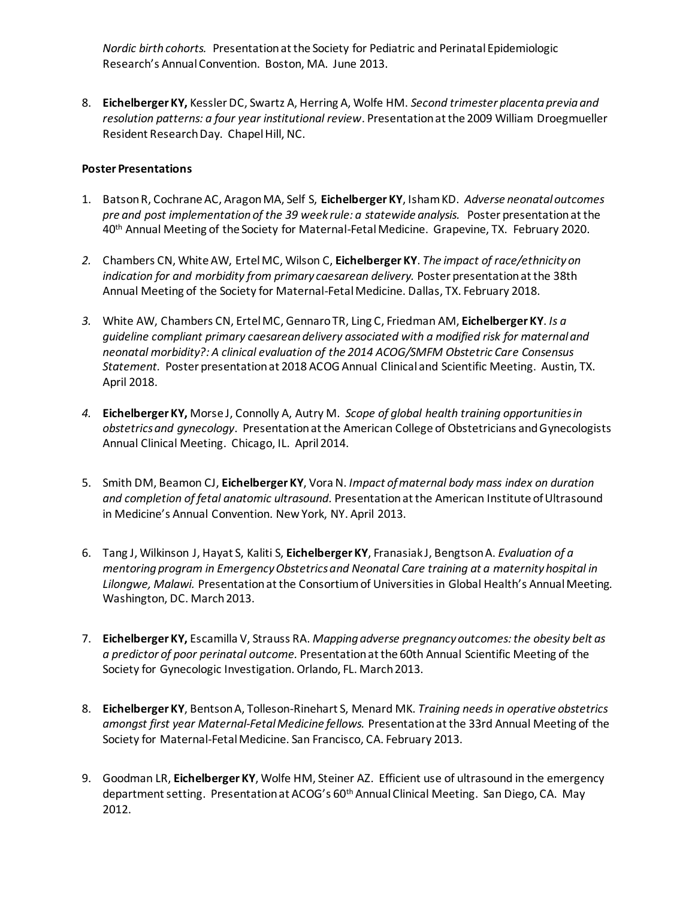*Nordic birth cohorts.* Presentation at the Society for Pediatric and Perinatal Epidemiologic Research's Annual Convention. Boston, MA. June 2013.

8. **Eichelberger KY,** Kessler DC, Swartz A, Herring A, Wolfe HM. *Second trimester placenta previa and resolution patterns: a four year institutional review*. Presentation at the 2009 William Droegmueller Resident Research Day. Chapel Hill, NC.

**Poster Presentations**

1. Batson R, Cochrane AC, Aragon MA, Self S, **Eichelberger KY**, Isham KD. *Adverse neonatal outcomes pre and post implementation of the 39 week rule: a statewide analysis.* Poster presentation at the 40th Annual Meeting of the Society for Maternal-Fetal Medicine. Grapevine, TX. February 2020.

2. Chambers CN, White AW, Ertel MC, Wilson C, **Eichelberger KY**. *The impact of race/ethnicity on indication for and morbidity from primary caesarean delivery.* Poster presentation at the 38th Annual Meeting of the Society for Maternal-Fetal Medicine. Dallas, TX. February 2018.

3. White AW, Chambers CN, Ertel MC, Gennaro TR, Ling C, Friedman AM, **Eichelberger KY**. *Is a guideline compliant primary caesarean delivery associated with a modified risk for maternal and neonatal morbidity?: A clinical evaluation of the 2014 ACOG/SMFM Obstetric Care Consensus Statement.* Poster presentation at 2018 ACOG Annual Clinical and Scientific Meeting. Austin, TX. April 2018.

4. **Eichelberger KY,** Morse J, Connolly A, Autry M. *Scope of global health training opportunities in obstetrics and gynecology*. Presentation at the American College of Obstetricians and Gynecologists Annual Clinical Meeting. Chicago, IL. April 2014.

5. Smith DM, Beamon CJ, **Eichelberger KY**, Vora N. *Impact of maternal body mass index on duration and completion of fetal anatomic ultrasound.* Presentation at the American Institute of Ultrasound in Medicine's Annual Convention. New York, NY. April 2013.

6. Tang J, Wilkinson J, Hayat S, Kaliti S, **Eichelberger KY**, Franasiak J, Bengtson A. *Evaluation of a mentoring program in Emergency Obstetrics and Neonatal Care training at a maternity hospital in Lilongwe, Malawi.* Presentation at the Consortium of Universities in Global Health's Annual Meeting. Washington, DC. March 2013.

7. **Eichelberger KY,** Escamilla V, Strauss RA. *Mapping adverse pregnancy outcomes: the obesity belt as a predictor of poor perinatal outcome.* Presentation at the 60th Annual Scientific Meeting of the Society for Gynecologic Investigation. Orlando, FL. March 2013.

8. **Eichelberger KY**, Bentson A, Tolleson-Rinehart S, Menard MK. *Training needs in operative obstetrics amongst first year Maternal-Fetal Medicine fellows.* Presentation at the 33rd Annual Meeting of the Society for Maternal-Fetal Medicine. San Francisco, CA. February 2013.

9. Goodman LR, **Eichelberger KY**, Wolfe HM, Steiner AZ. Efficient use of ultrasound in the emergency department setting. Presentation at ACOG's 60th Annual Clinical Meeting. San Diego, CA. May 2012.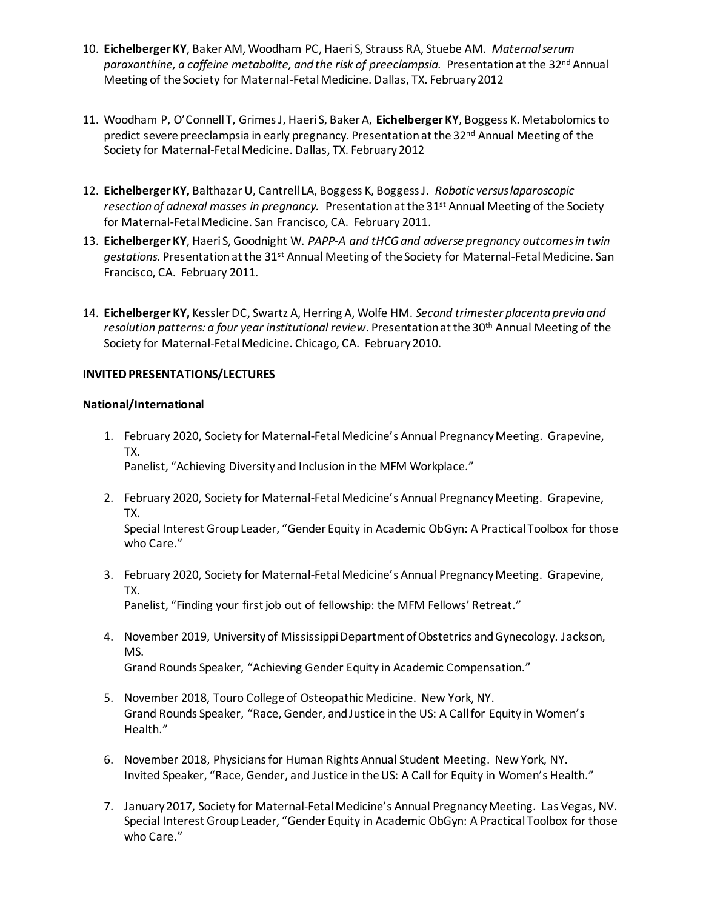10. **Eichelberger KY**, Baker AM, Woodham PC, Haeri S, Strauss RA, Stuebe AM. *Maternal serum paraxanthine, a caffeine metabolite, and the risk of preeclampsia.* Presentation at the 32nd Annual Meeting of the Society for Maternal-Fetal Medicine. Dallas, TX. February 2012

11. Woodham P, O'Connell T, Grimes J, Haeri S, Baker A, **Eichelberger KY**, Boggess K. Metabolomics to predict severe preeclampsia in early pregnancy. Presentation at the 32nd Annual Meeting of the Society for Maternal-Fetal Medicine. Dallas, TX. February 2012

12. **Eichelberger KY,** Balthazar U, Cantrell LA, Boggess K, Boggess J. *Robotic versus laparoscopic resection of adnexal masses in pregnancy.* Presentation at the 31st Annual Meeting of the Society for Maternal-Fetal Medicine. San Francisco, CA. February 2011.

13. **Eichelberger KY**, Haeri S, Goodnight W. *PAPP-A and tHCG and adverse pregnancy outcomes in twin gestations.* Presentation at the 31st Annual Meeting of the Society for Maternal-Fetal Medicine. San Francisco, CA. February 2011.

14. **Eichelberger KY,** Kessler DC, Swartz A, Herring A, Wolfe HM. *Second trimester placenta previa and resolution patterns: a four year institutional review*. Presentation at the 30th Annual Meeting of the Society for Maternal-Fetal Medicine. Chicago, CA. February 2010.

**INVITED PRESENTATIONS/LECTURES**

**National/International**

1. February 2020, Society for Maternal-Fetal Medicine's Annual Pregnancy Meeting. Grapevine, TX.
   Panelist, "Achieving Diversity and Inclusion in the MFM Workplace."

2. February 2020, Society for Maternal-Fetal Medicine's Annual Pregnancy Meeting. Grapevine, TX.
   Special Interest Group Leader, "Gender Equity in Academic ObGyn: A Practical Toolbox for those who Care."

3. February 2020, Society for Maternal-Fetal Medicine's Annual Pregnancy Meeting. Grapevine, TX.
   Panelist, "Finding your first job out of fellowship: the MFM Fellows' Retreat."

4. November 2019, University of Mississippi Department of Obstetrics and Gynecology. Jackson, MS.
   Grand Rounds Speaker, "Achieving Gender Equity in Academic Compensation."

5. November 2018, Touro College of Osteopathic Medicine. New York, NY.
   Grand Rounds Speaker, "Race, Gender, and Justice in the US: A Call for Equity in Women's Health."

6. November 2018, Physicians for Human Rights Annual Student Meeting. New York, NY.
   Invited Speaker, "Race, Gender, and Justice in the US: A Call for Equity in Women's Health."

7. January 2017, Society for Maternal-Fetal Medicine's Annual Pregnancy Meeting. Las Vegas, NV.
   Special Interest Group Leader, "Gender Equity in Academic ObGyn: A Practical Toolbox for those who Care."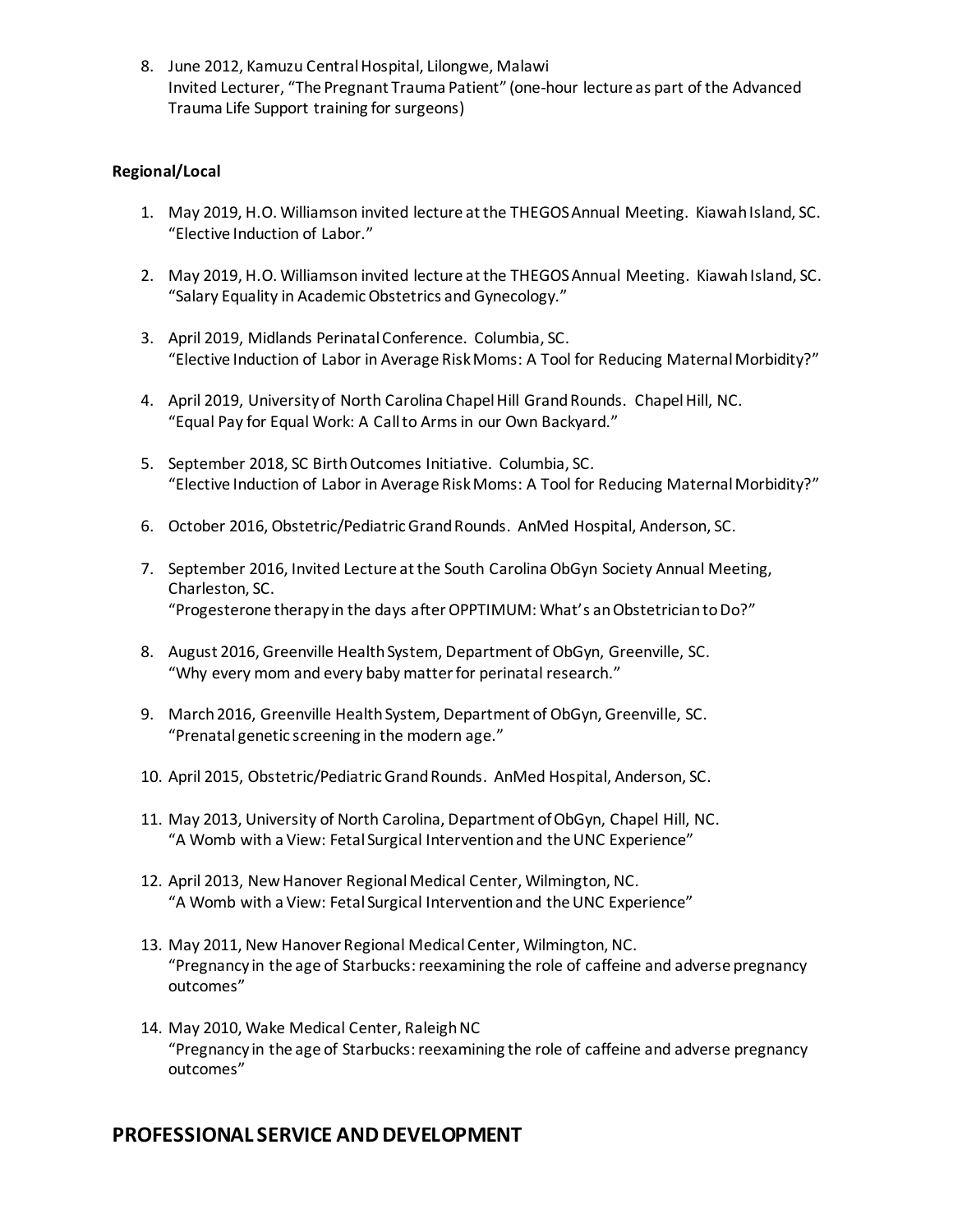8. June 2012, Kamuzu Central Hospital, Lilongwe, Malawi
   Invited Lecturer, "The Pregnant Trauma Patient" (one-hour lecture as part of the Advanced Trauma Life Support training for surgeons)

**Regional/Local**

1. May 2019, H.O. Williamson invited lecture at the THEGOS Annual Meeting. Kiawah Island, SC.
   "Elective Induction of Labor."

2. May 2019, H.O. Williamson invited lecture at the THEGOS Annual Meeting. Kiawah Island, SC.
   "Salary Equality in Academic Obstetrics and Gynecology."

3. April 2019, Midlands Perinatal Conference. Columbia, SC.
   "Elective Induction of Labor in Average Risk Moms: A Tool for Reducing Maternal Morbidity?"

4. April 2019, University of North Carolina Chapel Hill Grand Rounds. Chapel Hill, NC.
   "Equal Pay for Equal Work: A Call to Arms in our Own Backyard."

5. September 2018, SC Birth Outcomes Initiative. Columbia, SC.
   "Elective Induction of Labor in Average Risk Moms: A Tool for Reducing Maternal Morbidity?"

6. October 2016, Obstetric/Pediatric Grand Rounds. AnMed Hospital, Anderson, SC.

7. September 2016, Invited Lecture at the South Carolina ObGyn Society Annual Meeting, Charleston, SC.
   "Progesterone therapy in the days after OPPTIMUM: What's an Obstetrician to Do?"

8. August 2016, Greenville Health System, Department of ObGyn, Greenville, SC.
   "Why every mom and every baby matter for perinatal research."

9. March 2016, Greenville Health System, Department of ObGyn, Greenville, SC.
   "Prenatal genetic screening in the modern age."

10. April 2015, Obstetric/Pediatric Grand Rounds. AnMed Hospital, Anderson, SC.

11. May 2013, University of North Carolina, Department of ObGyn, Chapel Hill, NC.
    "A Womb with a View: Fetal Surgical Intervention and the UNC Experience"

12. April 2013, New Hanover Regional Medical Center, Wilmington, NC.
    "A Womb with a View: Fetal Surgical Intervention and the UNC Experience"

13. May 2011, New Hanover Regional Medical Center, Wilmington, NC.
    "Pregnancy in the age of Starbucks: reexamining the role of caffeine and adverse pregnancy outcomes"

14. May 2010, Wake Medical Center, Raleigh NC
    "Pregnancy in the age of Starbucks: reexamining the role of caffeine and adverse pregnancy outcomes"

## PROFESSIONAL SERVICE AND DEVELOPMENT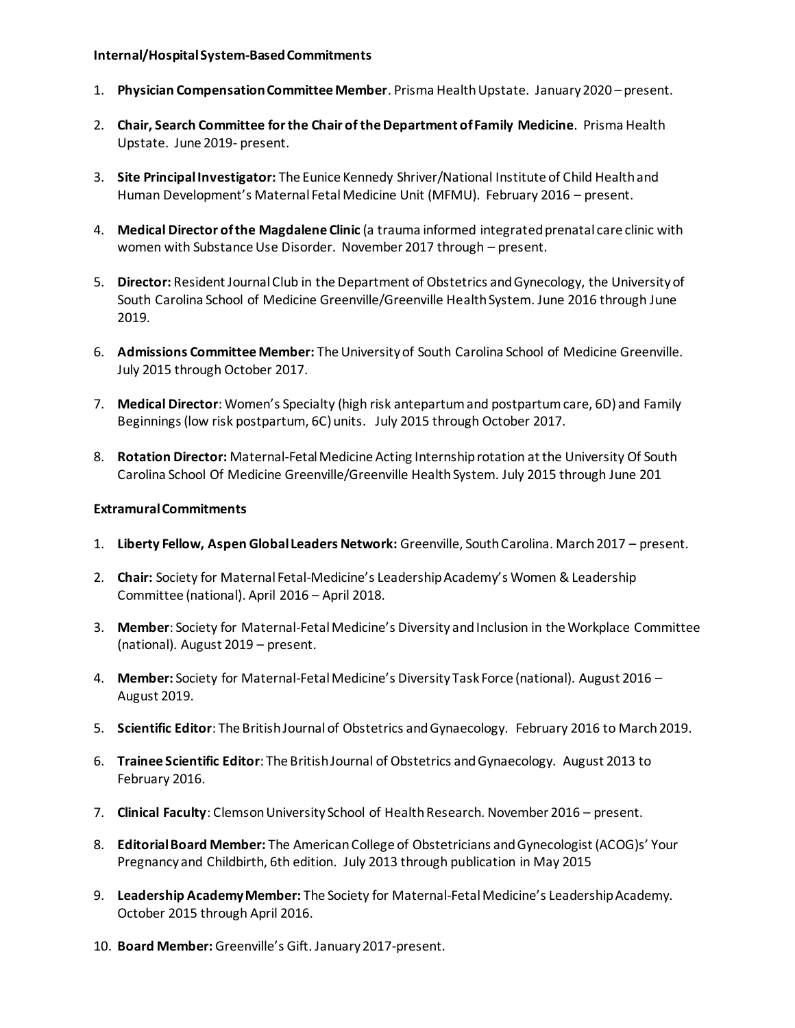**Internal/Hospital System-Based Commitments**

1. **Physician Compensation Committee Member**. Prisma Health Upstate. January 2020 – present.

2. **Chair, Search Committee for the Chair of the Department of Family Medicine**. Prisma Health Upstate. June 2019- present.

3. **Site Principal Investigator:** The Eunice Kennedy Shriver/National Institute of Child Health and Human Development's Maternal Fetal Medicine Unit (MFMU). February 2016 – present.

4. **Medical Director of the Magdalene Clinic** (a trauma informed integrated prenatal care clinic with women with Substance Use Disorder. November 2017 through – present.

5. **Director:** Resident Journal Club in the Department of Obstetrics and Gynecology, the University of South Carolina School of Medicine Greenville/Greenville Health System. June 2016 through June 2019.

6. **Admissions Committee Member:** The University of South Carolina School of Medicine Greenville. July 2015 through October 2017.

7. **Medical Director**: Women's Specialty (high risk antepartum and postpartum care, 6D) and Family Beginnings (low risk postpartum, 6C) units. July 2015 through October 2017.

8. **Rotation Director:** Maternal-Fetal Medicine Acting Internship rotation at the University Of South Carolina School Of Medicine Greenville/Greenville Health System. July 2015 through June 201

**Extramural Commitments**

1. **Liberty Fellow, Aspen Global Leaders Network:** Greenville, South Carolina. March 2017 – present.

2. **Chair:** Society for Maternal Fetal-Medicine's Leadership Academy's Women & Leadership Committee (national). April 2016 – April 2018.

3. **Member**: Society for Maternal-Fetal Medicine's Diversity and Inclusion in the Workplace Committee (national). August 2019 – present.

4. **Member:** Society for Maternal-Fetal Medicine's Diversity Task Force (national). August 2016 – August 2019.

5. **Scientific Editor**: The British Journal of Obstetrics and Gynaecology. February 2016 to March 2019.

6. **Trainee Scientific Editor**: The British Journal of Obstetrics and Gynaecology. August 2013 to February 2016.

7. **Clinical Faculty**: Clemson University School of Health Research. November 2016 – present.

8. **Editorial Board Member:** The American College of Obstetricians and Gynecologist (ACOG)s' Your Pregnancy and Childbirth, 6th edition. July 2013 through publication in May 2015

9. **Leadership Academy Member:** The Society for Maternal-Fetal Medicine's Leadership Academy. October 2015 through April 2016.

10. **Board Member:** Greenville's Gift. January 2017-present.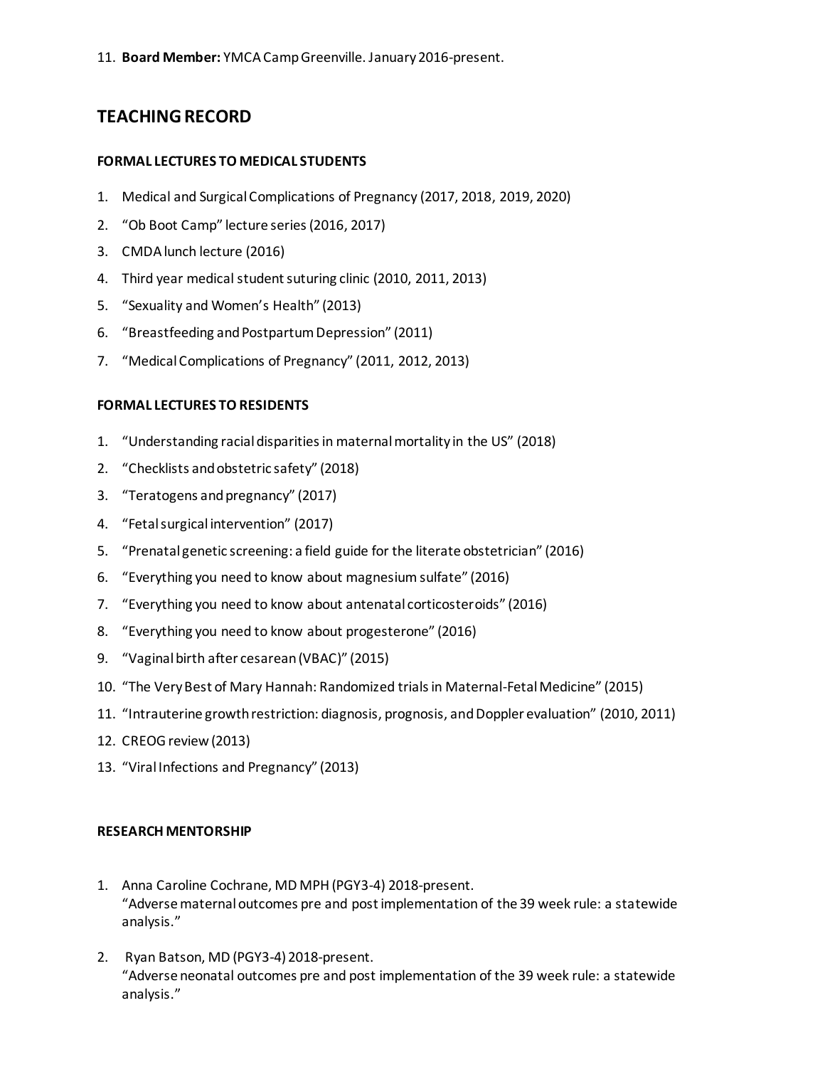11. **Board Member:** YMCA Camp Greenville. January 2016-present.

## TEACHING RECORD

### FORMAL LECTURES TO MEDICAL STUDENTS

1. Medical and Surgical Complications of Pregnancy (2017, 2018, 2019, 2020)
2. "Ob Boot Camp" lecture series (2016, 2017)
3. CMDA lunch lecture (2016)
4. Third year medical student suturing clinic (2010, 2011, 2013)
5. "Sexuality and Women's Health" (2013)
6. "Breastfeeding and Postpartum Depression" (2011)
7. "Medical Complications of Pregnancy" (2011, 2012, 2013)

### FORMAL LECTURES TO RESIDENTS

1. "Understanding racial disparities in maternal mortality in the US" (2018)
2. "Checklists and obstetric safety" (2018)
3. "Teratogens and pregnancy" (2017)
4. "Fetal surgical intervention" (2017)
5. "Prenatal genetic screening: a field guide for the literate obstetrician" (2016)
6. "Everything you need to know about magnesium sulfate" (2016)
7. "Everything you need to know about antenatal corticosteroids" (2016)
8. "Everything you need to know about progesterone" (2016)
9. "Vaginal birth after cesarean (VBAC)" (2015)
10. "The Very Best of Mary Hannah: Randomized trials in Maternal-Fetal Medicine" (2015)
11. "Intrauterine growth restriction: diagnosis, prognosis, and Doppler evaluation" (2010, 2011)
12. CREOG review (2013)
13. "Viral Infections and Pregnancy" (2013)

### RESEARCH MENTORSHIP

1. Anna Caroline Cochrane, MD MPH (PGY3-4) 2018-present.
   "Adverse maternal outcomes pre and post implementation of the 39 week rule: a statewide analysis."

2. Ryan Batson, MD (PGY3-4) 2018-present.
   "Adverse neonatal outcomes pre and post implementation of the 39 week rule: a statewide analysis."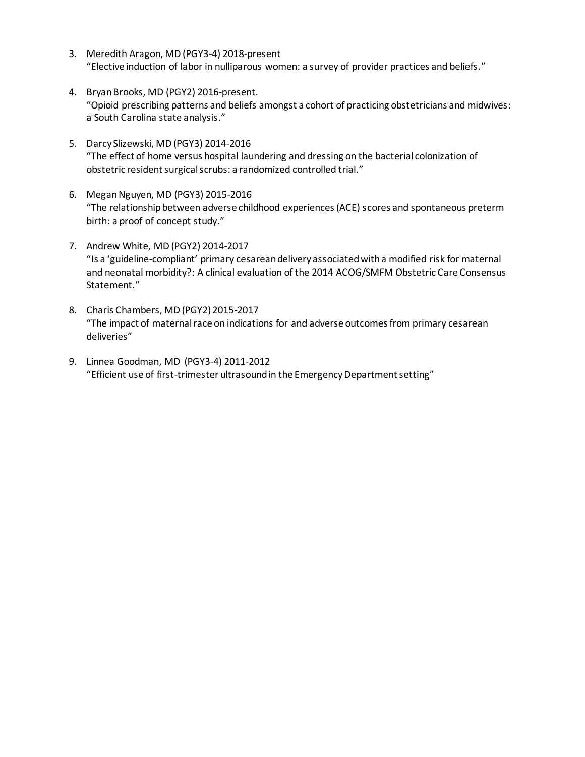3. Meredith Aragon, MD (PGY3-4) 2018-present
   "Elective induction of labor in nulliparous women: a survey of provider practices and beliefs."

4. Bryan Brooks, MD (PGY2) 2016-present.
   "Opioid prescribing patterns and beliefs amongst a cohort of practicing obstetricians and midwives: a South Carolina state analysis."

5. Darcy Slizewski, MD (PGY3) 2014-2016
   "The effect of home versus hospital laundering and dressing on the bacterial colonization of obstetric resident surgical scrubs: a randomized controlled trial."

6. Megan Nguyen, MD (PGY3) 2015-2016
   "The relationship between adverse childhood experiences (ACE) scores and spontaneous preterm birth: a proof of concept study."

7. Andrew White, MD (PGY2) 2014-2017
   "Is a 'guideline-compliant' primary cesarean delivery associated with a modified risk for maternal and neonatal morbidity?: A clinical evaluation of the 2014 ACOG/SMFM Obstetric Care Consensus Statement."

8. Charis Chambers, MD (PGY2) 2015-2017
   "The impact of maternal race on indications for and adverse outcomes from primary cesarean deliveries"

9. Linnea Goodman, MD (PGY3-4) 2011-2012
   "Efficient use of first-trimester ultrasound in the Emergency Department setting"